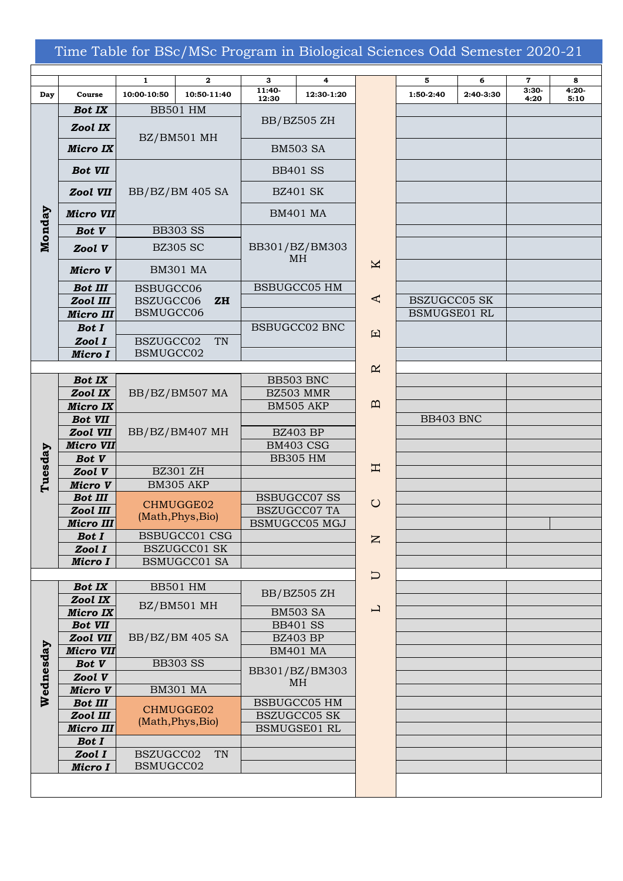# Time Table for BSc/MSc Program in Biological Sciences Odd Semester 2020-21

| Day | Course | 1 (10:00-10:50) | 2 (10:50-11:40) | 3 (11:40-12:30) | 4 (12:30-1:20) | | 5 (1:50-2:40) | 6 (2:40-3:30) | 7 (3:30-4:20) | 8 (4:20-5:10) |
|---|---|---|---|---|---|---|---|---|---|---|
| Monday | Bot IX | BB501 HM | | BB/BZ505 ZH | | LUNCH BREAK | | | | |
| | Zool IX | BZ/BM501 MH | | BB/BZ505 ZH | | | | | | |
| | Micro IX | BZ/BM501 MH | | BM503 SA | | | | | | |
| | Bot VII | BB/BZ/BM 405 SA | | BB401 SS | | | | | | |
| | Zool VII | BB/BZ/BM 405 SA | | BZ401 SK | | | | | | |
| | Micro VII | BB/BZ/BM 405 SA | | BM401 MA | | | | | | |
| | Bot V | BB303 SS | | BB301/BZ/BM303 MH | | | | | | |
| | Zool V | BZ305 SC | | BB301/BZ/BM303 MH | | | | | | |
| | Micro V | BM301 MA | | BB301/BZ/BM303 MH | | | | | | |
| | Bot III | BSBUGCC06 ZH | | BSBUGCC05 HM | | | | | | |
| | Zool III | BSZUGCC06 ZH | | | | | BSZUGCC05 SK | | | |
| | Micro III | BSMUGCC06 ZH | | | | | BSMUGSE01 RL | | | |
| | Bot I | | | BSBUGCC02 BNC | | | | | | |
| | Zool I | BSZUGCC02 TN | | BSBUGCC02 BNC | | | | | | |
| | Micro I | BSMUGCC02 TN | | | | | | | | |
| Tuesday | Bot IX | BB/BZ/BM507 MA | | BB503 BNC | | | | | | |
| | Zool IX | BB/BZ/BM507 MA | | BZ503 MMR | | | | | | |
| | Micro IX | BB/BZ/BM507 MA | | BM505 AKP | | | | | | |
| | Bot VII | BB/BZ/BM407 MH | | | | | BB403 BNC | | | |
| | Zool VII | BB/BZ/BM407 MH | | BZ403 BP | | | | | | |
| | Micro VII | BB/BZ/BM407 MH | | BM403 CSG | | | | | | |
| | Bot V | | | BB305 HM | | | | | | |
| | Zool V | BZ301 ZH | | | | | | | | |
| | Micro V | BM305 AKP | | | | | | | | |
| | Bot III | CHMUGGE02 (Math,Phys,Bio) | | BSBUGCC07 SS | | | | | | |
| | Zool III | CHMUGGE02 (Math,Phys,Bio) | | BSZUGCC07 TA | | | | | | |
| | Micro III | CHMUGGE02 (Math,Phys,Bio) | | BSMUGCC05 MGJ | | | | | | |
| | Bot I | BSBUGCC01 CSG | | | | | | | | |
| | Zool I | BSZUGCC01 SK | | | | | | | | |
| | Micro I | BSMUGCC01 SA | | | | | | | | |
| Wednesday | Bot IX | BB501 HM | | BB/BZ505 ZH | | | | | | |
| | Zool IX | BZ/BM501 MH | | BB/BZ505 ZH | | | | | | |
| | Micro IX | BZ/BM501 MH | | BM503 SA | | | | | | |
| | Bot VII | BB/BZ/BM 405 SA | | BB401 SS | | | | | | |
| | Zool VII | BB/BZ/BM 405 SA | | BZ403 BP | | | | | | |
| | Micro VII | BB/BZ/BM 405 SA | | BM401 MA | | | | | | |
| | Bot V | BB303 SS | | BB301/BZ/BM303 MH | | | | | | |
| | Zool V | | | BB301/BZ/BM303 MH | | | | | | |
| | Micro V | BM301 MA | | BB301/BZ/BM303 MH | | | | | | |
| | Bot III | CHMUGGE02 (Math,Phys,Bio) | | BSBUGCC05 HM | | | | | | |
| | Zool III | CHMUGGE02 (Math,Phys,Bio) | | BSZUGCC05 SK | | | | | | |
| | Micro III | CHMUGGE02 (Math,Phys,Bio) | | BSMUGSE01 RL | | | | | | |
| | Bot I | | | | | | | | | |
| | Zool I | BSZUGCC02 TN | | | | | | | | |
| | Micro I | BSMUGCC02 TN | | | | | | | | |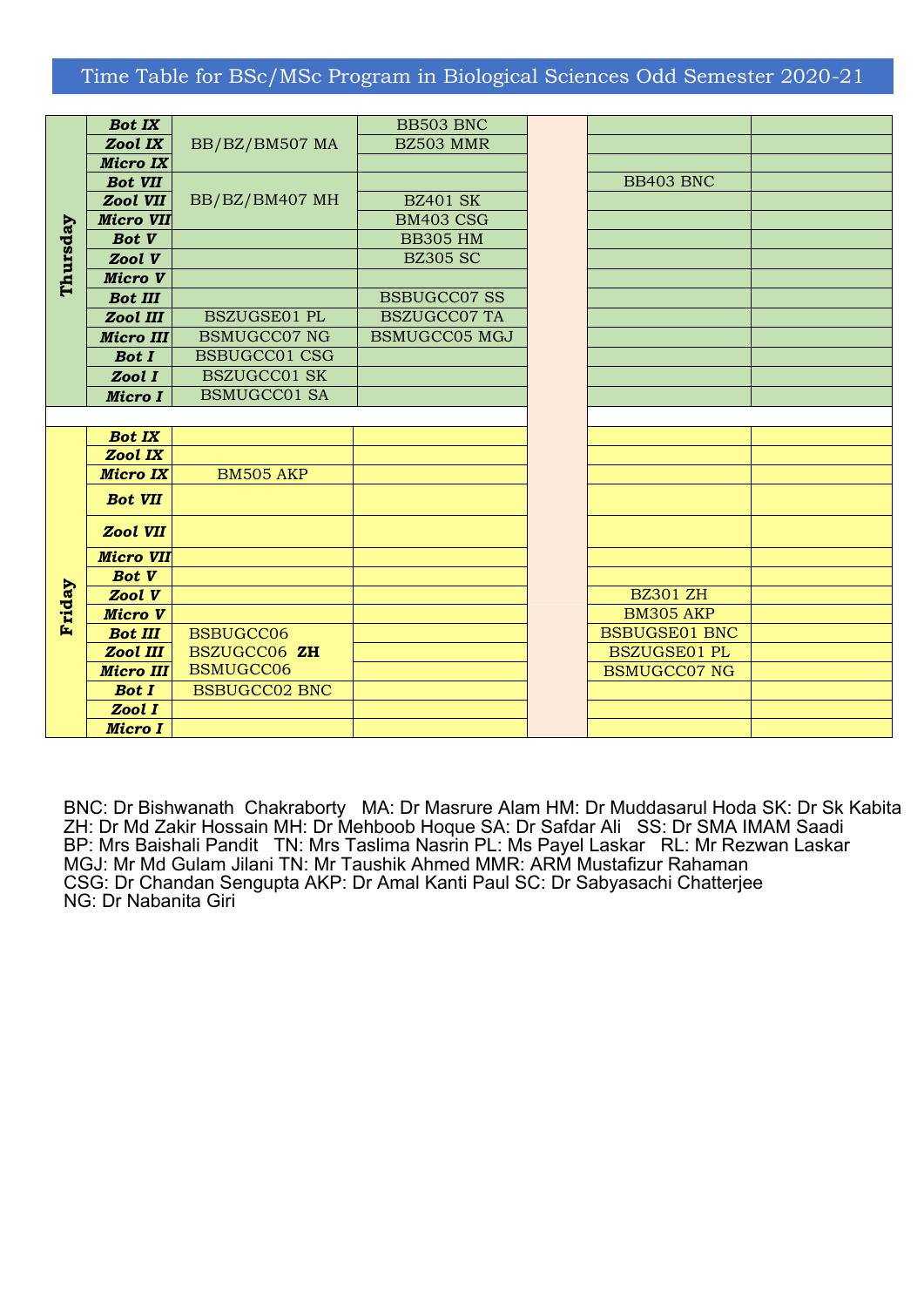# Time Table for BSc/MSc Program in Biological Sciences Odd Semester 2020-21

| | | | | | | |
|---|---|---|---|---|---|---|
| Thursday | ***Bot IX*** | BB/BZ/BM507 MA | BB503 BNC | | | |
| | ***Zool IX*** | | BZ503 MMR | | | |
| | ***Micro IX*** | | | | | |
| | ***Bot VII*** | BB/BZ/BM407 MH | | | BB403 BNC | |
| | ***Zool VII*** | | BZ401 SK | | | |
| | ***Micro VII*** | | BM403 CSG | | | |
| | ***Bot V*** | | BB305 HM | | | |
| | ***Zool V*** | | BZ305 SC | | | |
| | ***Micro V*** | | | | | |
| | ***Bot III*** | | BSBUGCC07 SS | | | |
| | ***Zool III*** | BSZUGSE01 PL | BSZUGCC07 TA | | | |
| | ***Micro III*** | BSMUGCC07 NG | BSMUGCC05 MGJ | | | |
| | ***Bot I*** | BSBUGCC01 CSG | | | | |
| | ***Zool I*** | BSZUGCC01 SK | | | | |
| | ***Micro I*** | BSMUGCC01 SA | | | | |
| Friday | ***Bot IX*** | | | | | |
| | ***Zool IX*** | | | | | |
| | ***Micro IX*** | BM505 AKP | | | | |
| | ***Bot VII*** | | | | | |
| | ***Zool VII*** | | | | | |
| | ***Micro VII*** | | | | | |
| | ***Bot V*** | | | | | |
| | ***Zool V*** | | | | BZ301 ZH | |
| | ***Micro V*** | | | | BM305 AKP | |
| | ***Bot III*** | BSBUGCC06 | | | BSBUGSE01 BNC | |
| | ***Zool III*** | BSZUGCC06 **ZH** | | | BSZUGSE01 PL | |
| | ***Micro III*** | BSMUGCC06 | | | BSMUGCC07 NG | |
| | ***Bot I*** | BSBUGCC02 BNC | | | | |
| | ***Zool I*** | | | | | |
| | ***Micro I*** | | | | | |

BNC: Dr Bishwanath Chakraborty MA: Dr Masrure Alam HM: Dr Muddasarul Hoda SK: Dr Sk Kabita
ZH: Dr Md Zakir Hossain MH: Dr Mehboob Hoque SA: Dr Safdar Ali SS: Dr SMA IMAM Saadi
BP: Mrs Baishali Pandit TN: Mrs Taslima Nasrin PL: Ms Payel Laskar RL: Mr Rezwan Laskar
MGJ: Mr Md Gulam Jilani TN: Mr Taushik Ahmed MMR: ARM Mustafizur Rahaman
CSG: Dr Chandan Sengupta AKP: Dr Amal Kanti Paul SC: Dr Sabyasachi Chatterjee
NG: Dr Nabanita Giri